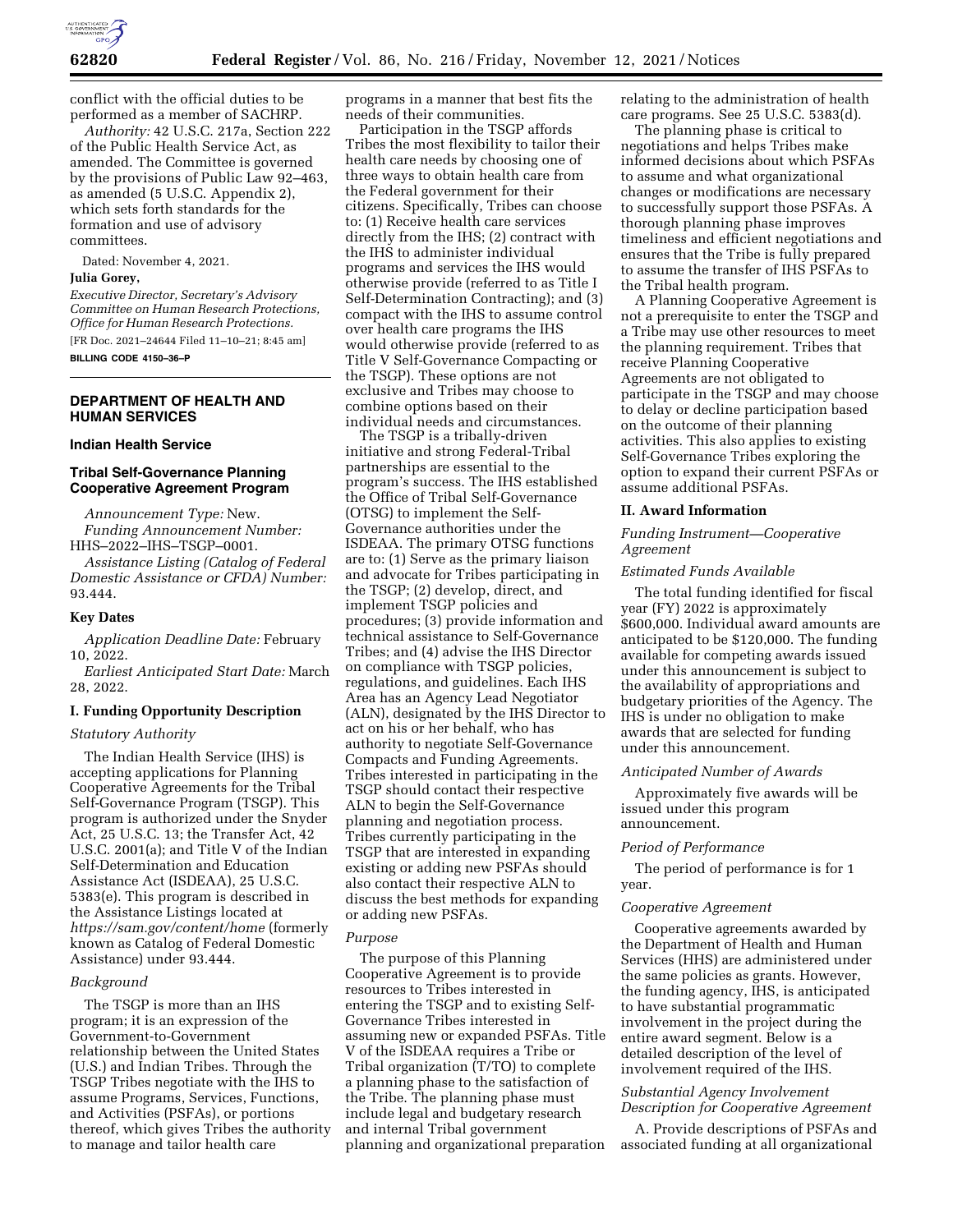conflict with the official duties to be performed as a member of SACHRP.

*Authority:* 42 U.S.C. 217a, Section 222 of the Public Health Service Act, as amended. The Committee is governed by the provisions of Public Law 92–463, as amended (5 U.S.C. Appendix 2), which sets forth standards for the formation and use of advisory committees.

Dated: November 4, 2021.

**Julia Gorey,**

*Executive Director, Secretary's Advisory Committee on Human Research Protections, Office for Human Research Protections.*

[FR Doc. 2021–24644 Filed 11–10–21; 8:45 am]

**BILLING CODE 4150–36–P**

---

## DEPARTMENT OF HEALTH AND HUMAN SERVICES

### Indian Health Service

### Tribal Self-Governance Planning Cooperative Agreement Program

*Announcement Type:* New.

*Funding Announcement Number:* HHS–2022–IHS–TSGP–0001.

*Assistance Listing (Catalog of Federal Domestic Assistance or CFDA) Number:* 93.444.

### Key Dates

*Application Deadline Date:* February 10, 2022.

*Earliest Anticipated Start Date:* March 28, 2022.

### I. Funding Opportunity Description

*Statutory Authority*

The Indian Health Service (IHS) is accepting applications for Planning Cooperative Agreements for the Tribal Self-Governance Program (TSGP). This program is authorized under the Snyder Act, 25 U.S.C. 13; the Transfer Act, 42 U.S.C. 2001(a); and Title V of the Indian Self-Determination and Education Assistance Act (ISDEAA), 25 U.S.C. 5383(e). This program is described in the Assistance Listings located at *https://sam.gov/content/home* (formerly known as Catalog of Federal Domestic Assistance) under 93.444.

*Background*

The TSGP is more than an IHS program; it is an expression of the Government-to-Government relationship between the United States (U.S.) and Indian Tribes. Through the TSGP Tribes negotiate with the IHS to assume Programs, Services, Functions, and Activities (PSFAs), or portions thereof, which gives Tribes the authority to manage and tailor health care programs in a manner that best fits the needs of their communities.

Participation in the TSGP affords Tribes the most flexibility to tailor their health care needs by choosing one of three ways to obtain health care from the Federal government for their citizens. Specifically, Tribes can choose to: (1) Receive health care services directly from the IHS; (2) contract with the IHS to administer individual programs and services the IHS would otherwise provide (referred to as Title I Self-Determination Contracting); and (3) compact with the IHS to assume control over health care programs the IHS would otherwise provide (referred to as Title V Self-Governance Compacting or the TSGP). These options are not exclusive and Tribes may choose to combine options based on their individual needs and circumstances.

The TSGP is a tribally-driven initiative and strong Federal-Tribal partnerships are essential to the program's success. The IHS established the Office of Tribal Self-Governance (OTSG) to implement the Self-Governance authorities under the ISDEAA. The primary OTSG functions are to: (1) Serve as the primary liaison and advocate for Tribes participating in the TSGP; (2) develop, direct, and implement TSGP policies and procedures; (3) provide information and technical assistance to Self-Governance Tribes; and (4) advise the IHS Director on compliance with TSGP policies, regulations, and guidelines. Each IHS Area has an Agency Lead Negotiator (ALN), designated by the IHS Director to act on his or her behalf, who has authority to negotiate Self-Governance Compacts and Funding Agreements. Tribes interested in participating in the TSGP should contact their respective ALN to begin the Self-Governance planning and negotiation process. Tribes currently participating in the TSGP that are interested in expanding existing or adding new PSFAs should also contact their respective ALN to discuss the best methods for expanding or adding new PSFAs.

*Purpose*

The purpose of this Planning Cooperative Agreement is to provide resources to Tribes interested in entering the TSGP and to existing Self-Governance Tribes interested in assuming new or expanded PSFAs. Title V of the ISDEAA requires a Tribe or Tribal organization (T/TO) to complete a planning phase to the satisfaction of the Tribe. The planning phase must include legal and budgetary research and internal Tribal government planning and organizational preparation relating to the administration of health care programs. See 25 U.S.C. 5383(d).

The planning phase is critical to negotiations and helps Tribes make informed decisions about which PSFAs to assume and what organizational changes or modifications are necessary to successfully support those PSFAs. A thorough planning phase improves timeliness and efficient negotiations and ensures that the Tribe is fully prepared to assume the transfer of IHS PSFAs to the Tribal health program.

A Planning Cooperative Agreement is not a prerequisite to enter the TSGP and a Tribe may use other resources to meet the planning requirement. Tribes that receive Planning Cooperative Agreements are not obligated to participate in the TSGP and may choose to delay or decline participation based on the outcome of their planning activities. This also applies to existing Self-Governance Tribes exploring the option to expand their current PSFAs or assume additional PSFAs.

### II. Award Information

*Funding Instrument—Cooperative Agreement*

*Estimated Funds Available*

The total funding identified for fiscal year (FY) 2022 is approximately $600,000. Individual award amounts are anticipated to be $120,000. The funding available for competing awards issued under this announcement is subject to the availability of appropriations and budgetary priorities of the Agency. The IHS is under no obligation to make awards that are selected for funding under this announcement.

*Anticipated Number of Awards*

Approximately five awards will be issued under this program announcement.

*Period of Performance*

The period of performance is for 1 year.

*Cooperative Agreement*

Cooperative agreements awarded by the Department of Health and Human Services (HHS) are administered under the same policies as grants. However, the funding agency, IHS, is anticipated to have substantial programmatic involvement in the project during the entire award segment. Below is a detailed description of the level of involvement required of the IHS.

*Substantial Agency Involvement Description for Cooperative Agreement*

A. Provide descriptions of PSFAs and associated funding at all organizational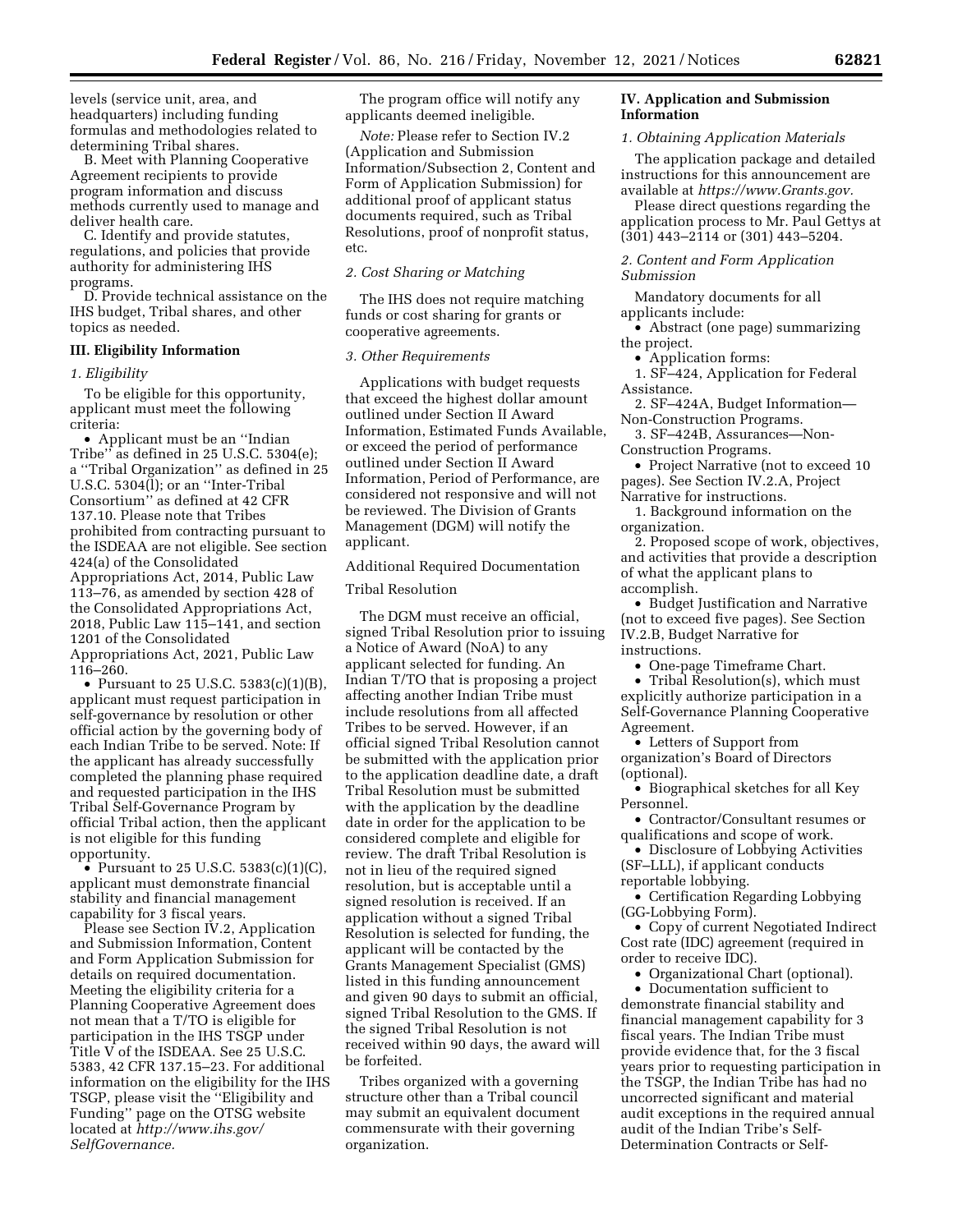levels (service unit, area, and headquarters) including funding formulas and methodologies related to determining Tribal shares.

B. Meet with Planning Cooperative Agreement recipients to provide program information and discuss methods currently used to manage and deliver health care.

C. Identify and provide statutes, regulations, and policies that provide authority for administering IHS programs.

D. Provide technical assistance on the IHS budget, Tribal shares, and other topics as needed.

## III. Eligibility Information

### *1. Eligibility*

To be eligible for this opportunity, applicant must meet the following criteria:

- Applicant must be an ''Indian Tribe'' as defined in 25 U.S.C. 5304(e); a ''Tribal Organization'' as defined in 25 U.S.C. 5304(l); or an ''Inter-Tribal Consortium'' as defined at 42 CFR 137.10. Please note that Tribes prohibited from contracting pursuant to the ISDEAA are not eligible. See section 424(a) of the Consolidated Appropriations Act, 2014, Public Law 113–76, as amended by section 428 of the Consolidated Appropriations Act, 2018, Public Law 115–141, and section 1201 of the Consolidated Appropriations Act, 2021, Public Law 116–260.
- Pursuant to 25 U.S.C. 5383(c)(1)(B), applicant must request participation in self-governance by resolution or other official action by the governing body of each Indian Tribe to be served. Note: If the applicant has already successfully completed the planning phase required and requested participation in the IHS Tribal Self-Governance Program by official Tribal action, then the applicant is not eligible for this funding opportunity.
- Pursuant to 25 U.S.C. 5383(c)(1)(C), applicant must demonstrate financial stability and financial management capability for 3 fiscal years.

Please see Section IV.2, Application and Submission Information, Content and Form Application Submission for details on required documentation. Meeting the eligibility criteria for a Planning Cooperative Agreement does not mean that a T/TO is eligible for participation in the IHS TSGP under Title V of the ISDEAA. See 25 U.S.C. 5383, 42 CFR 137.15–23. For additional information on the eligibility for the IHS TSGP, please visit the ''Eligibility and Funding'' page on the OTSG website located at *http://www.ihs.gov/SelfGovernance.*

The program office will notify any applicants deemed ineligible.

*Note:* Please refer to Section IV.2 (Application and Submission Information/Subsection 2, Content and Form of Application Submission) for additional proof of applicant status documents required, such as Tribal Resolutions, proof of nonprofit status, etc.

### *2. Cost Sharing or Matching*

The IHS does not require matching funds or cost sharing for grants or cooperative agreements.

### *3. Other Requirements*

Applications with budget requests that exceed the highest dollar amount outlined under Section II Award Information, Estimated Funds Available, or exceed the period of performance outlined under Section II Award Information, Period of Performance, are considered not responsive and will not be reviewed. The Division of Grants Management (DGM) will notify the applicant.

Additional Required Documentation

Tribal Resolution

The DGM must receive an official, signed Tribal Resolution prior to issuing a Notice of Award (NoA) to any applicant selected for funding. An Indian T/TO that is proposing a project affecting another Indian Tribe must include resolutions from all affected Tribes to be served. However, if an official signed Tribal Resolution cannot be submitted with the application prior to the application deadline date, a draft Tribal Resolution must be submitted with the application by the deadline date in order for the application to be considered complete and eligible for review. The draft Tribal Resolution is not in lieu of the required signed resolution, but is acceptable until a signed resolution is received. If an application without a signed Tribal Resolution is selected for funding, the applicant will be contacted by the Grants Management Specialist (GMS) listed in this funding announcement and given 90 days to submit an official, signed Tribal Resolution to the GMS. If the signed Tribal Resolution is not received within 90 days, the award will be forfeited.

Tribes organized with a governing structure other than a Tribal council may submit an equivalent document commensurate with their governing organization.

## IV. Application and Submission Information

### *1. Obtaining Application Materials*

The application package and detailed instructions for this announcement are available at *https://www.Grants.gov.*

Please direct questions regarding the application process to Mr. Paul Gettys at (301) 443–2114 or (301) 443–5204.

### *2. Content and Form Application Submission*

Mandatory documents for all applicants include:

- Abstract (one page) summarizing the project.
- Application forms:
  1. SF–424, Application for Federal Assistance.
  2. SF–424A, Budget Information—Non-Construction Programs.
  3. SF–424B, Assurances—Non-Construction Programs.
- Project Narrative (not to exceed 10 pages). See Section IV.2.A, Project Narrative for instructions.
  1. Background information on the organization.
  2. Proposed scope of work, objectives, and activities that provide a description of what the applicant plans to accomplish.
- Budget Justification and Narrative (not to exceed five pages). See Section IV.2.B, Budget Narrative for instructions.
- One-page Timeframe Chart.
- Tribal Resolution(s), which must explicitly authorize participation in a Self-Governance Planning Cooperative Agreement.
- Letters of Support from organization's Board of Directors (optional).
- Biographical sketches for all Key Personnel.
- Contractor/Consultant resumes or qualifications and scope of work.
- Disclosure of Lobbying Activities (SF–LLL), if applicant conducts reportable lobbying.
- Certification Regarding Lobbying (GG-Lobbying Form).
- Copy of current Negotiated Indirect Cost rate (IDC) agreement (required in order to receive IDC).
- Organizational Chart (optional).
- Documentation sufficient to demonstrate financial stability and financial management capability for 3 fiscal years. The Indian Tribe must provide evidence that, for the 3 fiscal years prior to requesting participation in the TSGP, the Indian Tribe has had no uncorrected significant and material audit exceptions in the required annual audit of the Indian Tribe's Self-Determination Contracts or Self-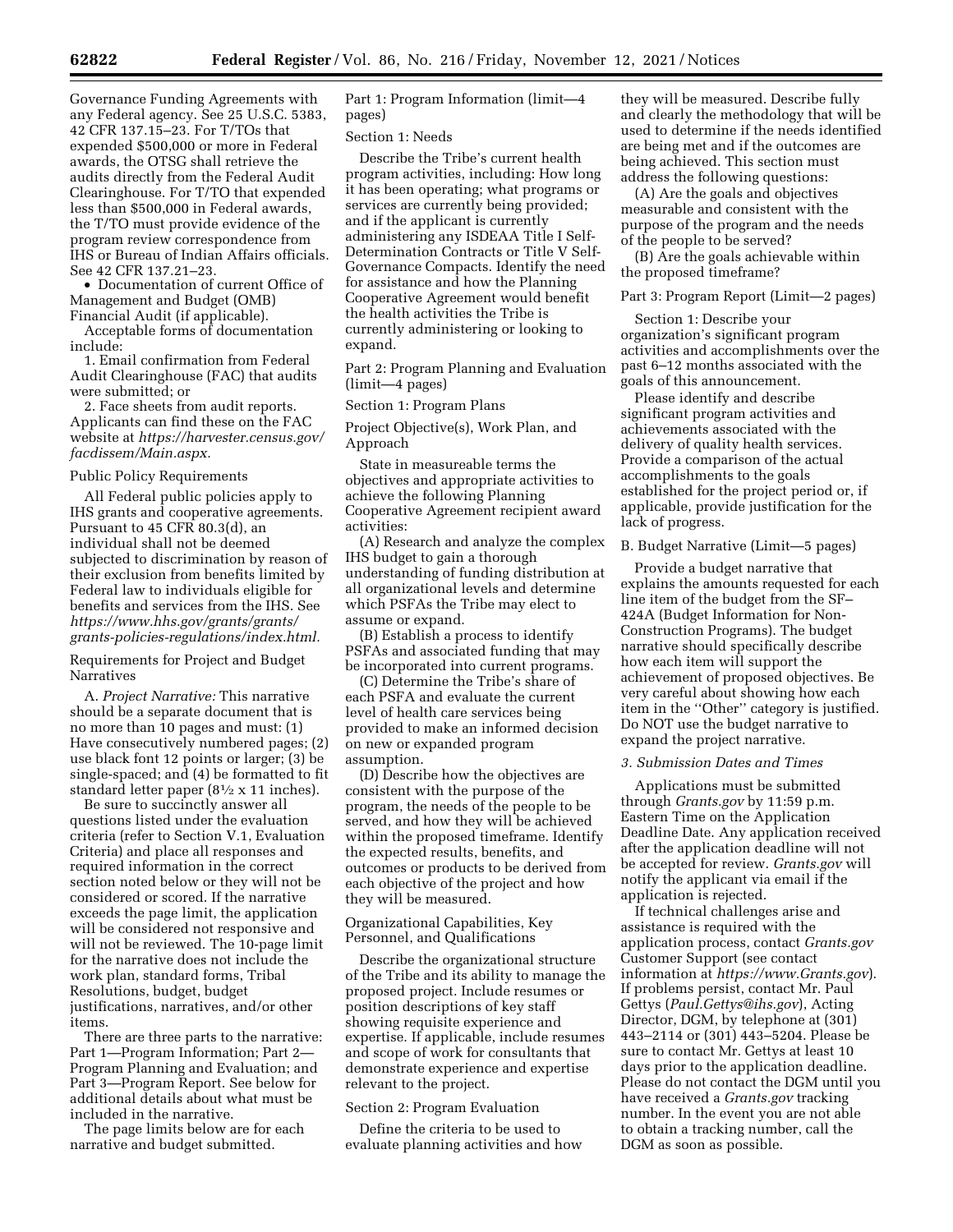Governance Funding Agreements with any Federal agency. See 25 U.S.C. 5383, 42 CFR 137.15–23. For T/TOs that expended $500,000 or more in Federal awards, the OTSG shall retrieve the audits directly from the Federal Audit Clearinghouse. For T/TO that expended less than $500,000 in Federal awards, the T/TO must provide evidence of the program review correspondence from IHS or Bureau of Indian Affairs officials. See 42 CFR 137.21–23.

- Documentation of current Office of Management and Budget (OMB) Financial Audit (if applicable).

Acceptable forms of documentation include:

1. Email confirmation from Federal Audit Clearinghouse (FAC) that audits were submitted; or
2. Face sheets from audit reports. Applicants can find these on the FAC website at *https://harvester.census.gov/facdissem/Main.aspx.*

Public Policy Requirements

All Federal public policies apply to IHS grants and cooperative agreements. Pursuant to 45 CFR 80.3(d), an individual shall not be deemed subjected to discrimination by reason of their exclusion from benefits limited by Federal law to individuals eligible for benefits and services from the IHS. See *https://www.hhs.gov/grants/grants/grants-policies-regulations/index.html.*

Requirements for Project and Budget Narratives

A. *Project Narrative:* This narrative should be a separate document that is no more than 10 pages and must: (1) Have consecutively numbered pages; (2) use black font 12 points or larger; (3) be single-spaced; and (4) be formatted to fit standard letter paper (8½ x 11 inches).

Be sure to succinctly answer all questions listed under the evaluation criteria (refer to Section V.1, Evaluation Criteria) and place all responses and required information in the correct section noted below or they will not be considered or scored. If the narrative exceeds the page limit, the application will be considered not responsive and will not be reviewed. The 10-page limit for the narrative does not include the work plan, standard forms, Tribal Resolutions, budget, budget justifications, narratives, and/or other items.

There are three parts to the narrative: Part 1—Program Information; Part 2—Program Planning and Evaluation; and Part 3—Program Report. See below for additional details about what must be included in the narrative.

The page limits below are for each narrative and budget submitted.

Part 1: Program Information (limit—4 pages)

Section 1: Needs

Describe the Tribe's current health program activities, including: How long it has been operating; what programs or services are currently being provided; and if the applicant is currently administering any ISDEAA Title I Self-Determination Contracts or Title V Self-Governance Compacts. Identify the need for assistance and how the Planning Cooperative Agreement would benefit the health activities the Tribe is currently administering or looking to expand.

Part 2: Program Planning and Evaluation (limit—4 pages)

Section 1: Program Plans

Project Objective(s), Work Plan, and Approach

State in measureable terms the objectives and appropriate activities to achieve the following Planning Cooperative Agreement recipient award activities:

(A) Research and analyze the complex IHS budget to gain a thorough understanding of funding distribution at all organizational levels and determine which PSFAs the Tribe may elect to assume or expand.

(B) Establish a process to identify PSFAs and associated funding that may be incorporated into current programs.

(C) Determine the Tribe's share of each PSFA and evaluate the current level of health care services being provided to make an informed decision on new or expanded program assumption.

(D) Describe how the objectives are consistent with the purpose of the program, the needs of the people to be served, and how they will be achieved within the proposed timeframe. Identify the expected results, benefits, and outcomes or products to be derived from each objective of the project and how they will be measured.

Organizational Capabilities, Key Personnel, and Qualifications

Describe the organizational structure of the Tribe and its ability to manage the proposed project. Include resumes or position descriptions of key staff showing requisite experience and expertise. If applicable, include resumes and scope of work for consultants that demonstrate experience and expertise relevant to the project.

Section 2: Program Evaluation

Define the criteria to be used to evaluate planning activities and how they will be measured. Describe fully and clearly the methodology that will be used to determine if the needs identified are being met and if the outcomes are being achieved. This section must address the following questions:

(A) Are the goals and objectives measurable and consistent with the purpose of the program and the needs of the people to be served?

(B) Are the goals achievable within the proposed timeframe?

Part 3: Program Report (Limit—2 pages)

Section 1: Describe your organization's significant program activities and accomplishments over the past 6–12 months associated with the goals of this announcement.

Please identify and describe significant program activities and achievements associated with the delivery of quality health services. Provide a comparison of the actual accomplishments to the goals established for the project period or, if applicable, provide justification for the lack of progress.

B. Budget Narrative (Limit—5 pages)

Provide a budget narrative that explains the amounts requested for each line item of the budget from the SF–424A (Budget Information for Non-Construction Programs). The budget narrative should specifically describe how each item will support the achievement of proposed objectives. Be very careful about showing how each item in the "Other" category is justified. Do NOT use the budget narrative to expand the project narrative.

*3. Submission Dates and Times*

Applications must be submitted through *Grants.gov* by 11:59 p.m. Eastern Time on the Application Deadline Date. Any application received after the application deadline will not be accepted for review. *Grants.gov* will notify the applicant via email if the application is rejected.

If technical challenges arise and assistance is required with the application process, contact *Grants.gov* Customer Support (see contact information at *https://www.Grants.gov*). If problems persist, contact Mr. Paul Gettys (*Paul.Gettys@ihs.gov*), Acting Director, DGM, by telephone at (301) 443–2114 or (301) 443–5204. Please be sure to contact Mr. Gettys at least 10 days prior to the application deadline. Please do not contact the DGM until you have received a *Grants.gov* tracking number. In the event you are not able to obtain a tracking number, call the DGM as soon as possible.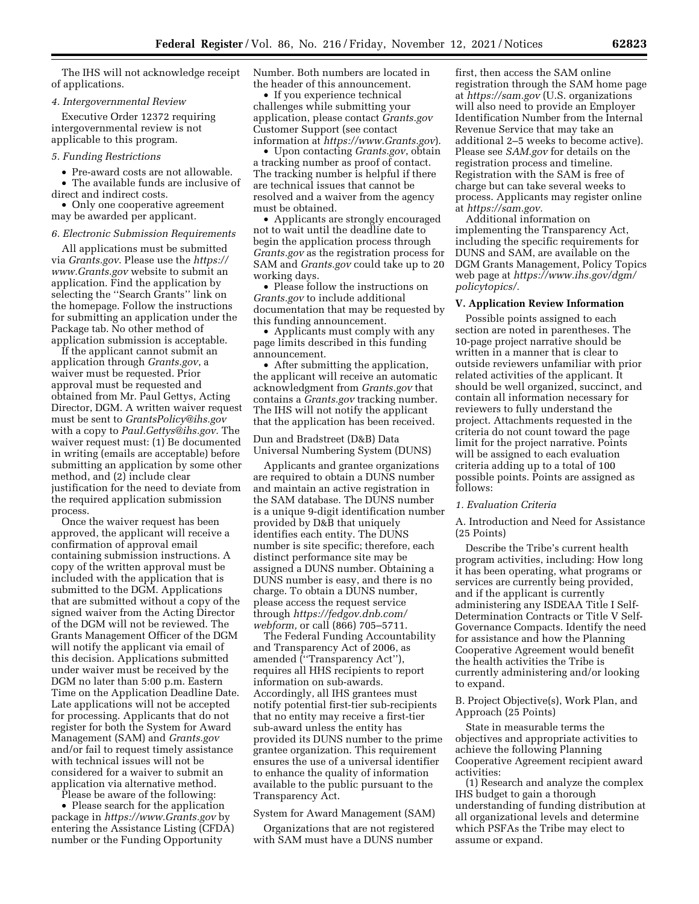The IHS will not acknowledge receipt of applications.

*4. Intergovernmental Review*

Executive Order 12372 requiring intergovernmental review is not applicable to this program.

*5. Funding Restrictions*

- Pre-award costs are not allowable.
- The available funds are inclusive of direct and indirect costs.
- Only one cooperative agreement may be awarded per applicant.

*6. Electronic Submission Requirements*

All applications must be submitted via *Grants.gov*. Please use the *https://www.Grants.gov* website to submit an application. Find the application by selecting the ''Search Grants'' link on the homepage. Follow the instructions for submitting an application under the Package tab. No other method of application submission is acceptable.

If the applicant cannot submit an application through *Grants.gov*, a waiver must be requested. Prior approval must be requested and obtained from Mr. Paul Gettys, Acting Director, DGM. A written waiver request must be sent to *GrantsPolicy@ihs.gov* with a copy to *Paul.Gettys@ihs.gov*. The waiver request must: (1) Be documented in writing (emails are acceptable) before submitting an application by some other method, and (2) include clear justification for the need to deviate from the required application submission process.

Once the waiver request has been approved, the applicant will receive a confirmation of approval email containing submission instructions. A copy of the written approval must be included with the application that is submitted to the DGM. Applications that are submitted without a copy of the signed waiver from the Acting Director of the DGM will not be reviewed. The Grants Management Officer of the DGM will notify the applicant via email of this decision. Applications submitted under waiver must be received by the DGM no later than 5:00 p.m. Eastern Time on the Application Deadline Date. Late applications will not be accepted for processing. Applicants that do not register for both the System for Award Management (SAM) and *Grants.gov* and/or fail to request timely assistance with technical issues will not be considered for a waiver to submit an application via alternative method.

Please be aware of the following:

- Please search for the application package in *https://www.Grants.gov* by entering the Assistance Listing (CFDA) number or the Funding Opportunity Number. Both numbers are located in the header of this announcement.
- If you experience technical challenges while submitting your application, please contact *Grants.gov* Customer Support (see contact information at *https://www.Grants.gov*).
- Upon contacting *Grants.gov*, obtain a tracking number as proof of contact. The tracking number is helpful if there are technical issues that cannot be resolved and a waiver from the agency must be obtained.
- Applicants are strongly encouraged not to wait until the deadline date to begin the application process through *Grants.gov* as the registration process for SAM and *Grants.gov* could take up to 20 working days.
- Please follow the instructions on *Grants.gov* to include additional documentation that may be requested by this funding announcement.
- Applicants must comply with any page limits described in this funding announcement.
- After submitting the application, the applicant will receive an automatic acknowledgment from *Grants.gov* that contains a *Grants.gov* tracking number. The IHS will not notify the applicant that the application has been received.

Dun and Bradstreet (D&B) Data Universal Numbering System (DUNS)

Applicants and grantee organizations are required to obtain a DUNS number and maintain an active registration in the SAM database. The DUNS number is a unique 9-digit identification number provided by D&B that uniquely identifies each entity. The DUNS number is site specific; therefore, each distinct performance site may be assigned a DUNS number. Obtaining a DUNS number is easy, and there is no charge. To obtain a DUNS number, please access the request service through *https://fedgov.dnb.com/webform,* or call (866) 705–5711.

The Federal Funding Accountability and Transparency Act of 2006, as amended (''Transparency Act''), requires all HHS recipients to report information on sub-awards. Accordingly, all IHS grantees must notify potential first-tier sub-recipients that no entity may receive a first-tier sub-award unless the entity has provided its DUNS number to the prime grantee organization. This requirement ensures the use of a universal identifier to enhance the quality of information available to the public pursuant to the Transparency Act.

System for Award Management (SAM)

Organizations that are not registered with SAM must have a DUNS number first, then access the SAM online registration through the SAM home page at *https://sam.gov* (U.S. organizations will also need to provide an Employer Identification Number from the Internal Revenue Service that may take an additional 2–5 weeks to become active). Please see *SAM.gov* for details on the registration process and timeline. Registration with the SAM is free of charge but can take several weeks to process. Applicants may register online at *https://sam.gov*.

Additional information on implementing the Transparency Act, including the specific requirements for DUNS and SAM, are available on the DGM Grants Management, Policy Topics web page at *https://www.ihs.gov/dgm/policytopics/*.

**V. Application Review Information**

Possible points assigned to each section are noted in parentheses. The 10-page project narrative should be written in a manner that is clear to outside reviewers unfamiliar with prior related activities of the applicant. It should be well organized, succinct, and contain all information necessary for reviewers to fully understand the project. Attachments requested in the criteria do not count toward the page limit for the project narrative. Points will be assigned to each evaluation criteria adding up to a total of 100 possible points. Points are assigned as follows:

*1. Evaluation Criteria*

A. Introduction and Need for Assistance (25 Points)

Describe the Tribe's current health program activities, including: How long it has been operating, what programs or services are currently being provided, and if the applicant is currently administering any ISDEAA Title I Self-Determination Contracts or Title V Self-Governance Compacts. Identify the need for assistance and how the Planning Cooperative Agreement would benefit the health activities the Tribe is currently administering and/or looking to expand.

B. Project Objective(s), Work Plan, and Approach (25 Points)

State in measurable terms the objectives and appropriate activities to achieve the following Planning Cooperative Agreement recipient award activities:

(1) Research and analyze the complex IHS budget to gain a thorough understanding of funding distribution at all organizational levels and determine which PSFAs the Tribe may elect to assume or expand.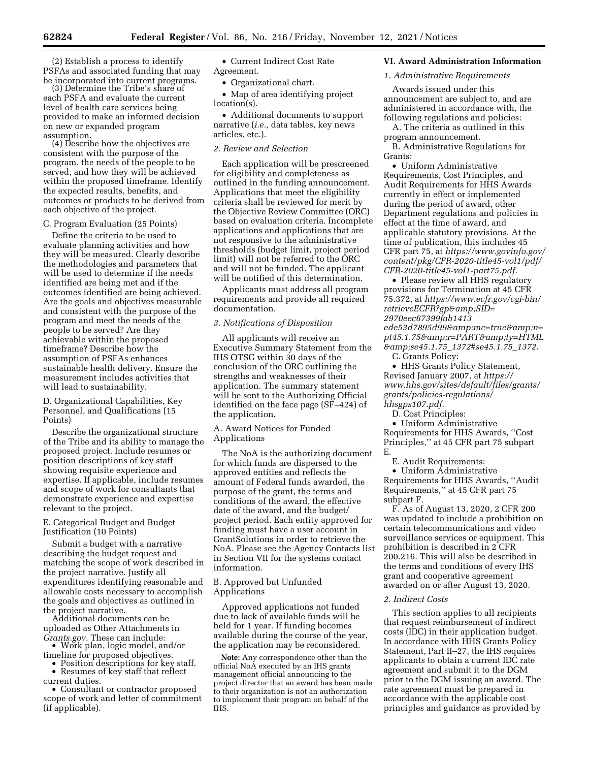(2) Establish a process to identify PSFAs and associated funding that may be incorporated into current programs.

(3) Determine the Tribe's share of each PSFA and evaluate the current level of health care services being provided to make an informed decision on new or expanded program assumption.

(4) Describe how the objectives are consistent with the purpose of the program, the needs of the people to be served, and how they will be achieved within the proposed timeframe. Identify the expected results, benefits, and outcomes or products to be derived from each objective of the project.

C. Program Evaluation (25 Points)

Define the criteria to be used to evaluate planning activities and how they will be measured. Clearly describe the methodologies and parameters that will be used to determine if the needs identified are being met and if the outcomes identified are being achieved. Are the goals and objectives measurable and consistent with the purpose of the program and meet the needs of the people to be served? Are they achievable within the proposed timeframe? Describe how the assumption of PSFAs enhances sustainable health delivery. Ensure the measurement includes activities that will lead to sustainability.

D. Organizational Capabilities, Key Personnel, and Qualifications (15 Points)

Describe the organizational structure of the Tribe and its ability to manage the proposed project. Include resumes or position descriptions of key staff showing requisite experience and expertise. If applicable, include resumes and scope of work for consultants that demonstrate experience and expertise relevant to the project.

E. Categorical Budget and Budget Justification (10 Points)

Submit a budget with a narrative describing the budget request and matching the scope of work described in the project narrative. Justify all expenditures identifying reasonable and allowable costs necessary to accomplish the goals and objectives as outlined in the project narrative.

Additional documents can be uploaded as Other Attachments in *Grants.gov*. These can include:

- Work plan, logic model, and/or timeline for proposed objectives.
- Position descriptions for key staff.
- Resumes of key staff that reflect current duties.
- Consultant or contractor proposed scope of work and letter of commitment (if applicable).
- Current Indirect Cost Rate Agreement.
- Organizational chart.
- Map of area identifying project location(s).
- Additional documents to support narrative (*i.e.,* data tables, key news articles, etc.).

*2. Review and Selection*

Each application will be prescreened for eligibility and completeness as outlined in the funding announcement. Applications that meet the eligibility criteria shall be reviewed for merit by the Objective Review Committee (ORC) based on evaluation criteria. Incomplete applications and applications that are not responsive to the administrative thresholds (budget limit, project period limit) will not be referred to the ORC and will not be funded. The applicant will be notified of this determination.

Applicants must address all program requirements and provide all required documentation.

*3. Notifications of Disposition*

All applicants will receive an Executive Summary Statement from the IHS OTSG within 30 days of the conclusion of the ORC outlining the strengths and weaknesses of their application. The summary statement will be sent to the Authorizing Official identified on the face page (SF–424) of the application.

A. Award Notices for Funded Applications

The NoA is the authorizing document for which funds are dispersed to the approved entities and reflects the amount of Federal funds awarded, the purpose of the grant, the terms and conditions of the award, the effective date of the award, and the budget/project period. Each entity approved for funding must have a user account in GrantSolutions in order to retrieve the NoA. Please see the Agency Contacts list in Section VII for the systems contact information.

B. Approved but Unfunded Applications

Approved applications not funded due to lack of available funds will be held for 1 year. If funding becomes available during the course of the year, the application may be reconsidered.

**Note:** Any correspondence other than the official NoA executed by an IHS grants management official announcing to the project director that an award has been made to their organization is not an authorization to implement their program on behalf of the IHS.

## VI. Award Administration Information

*1. Administrative Requirements*

Awards issued under this announcement are subject to, and are administered in accordance with, the following regulations and policies:

A. The criteria as outlined in this program announcement.

B. Administrative Regulations for Grants:

- Uniform Administrative Requirements, Cost Principles, and Audit Requirements for HHS Awards currently in effect or implemented during the period of award, other Department regulations and policies in effect at the time of award, and applicable statutory provisions. At the time of publication, this includes 45 CFR part 75, at *https://www.govinfo.gov/content/pkg/CFR-2020-title45-vol1/pdf/CFR-2020-title45-vol1-part75.pdf.*
- Please review all HHS regulatory provisions for Termination at 45 CFR 75.372, at *https://www.ecfr.gov/cgi-bin/retrieveECFR?gp&amp;SID=2970eec67399fab1413ede53d7895d99&amp;mc=true&amp;n=pt45.1.75&amp;r=PART&amp;ty=HTML&amp;se45.1.75_1372#se45.1.75_1372.*

C. Grants Policy:

- HHS Grants Policy Statement, Revised January 2007, at *https://www.hhs.gov/sites/default/files/grants/grants/policies-regulations/hhsgps107.pdf.*

D. Cost Principles:

- Uniform Administrative Requirements for HHS Awards, ''Cost Principles,'' at 45 CFR part 75 subpart E.

E. Audit Requirements:

- Uniform Administrative Requirements for HHS Awards, ''Audit Requirements,'' at 45 CFR part 75 subpart F.

F. As of August 13, 2020, 2 CFR 200 was updated to include a prohibition on certain telecommunications and video surveillance services or equipment. This prohibition is described in 2 CFR 200.216. This will also be described in the terms and conditions of every IHS grant and cooperative agreement awarded on or after August 13, 2020.

*2. Indirect Costs*

This section applies to all recipients that request reimbursement of indirect costs (IDC) in their application budget. In accordance with HHS Grants Policy Statement, Part II–27, the IHS requires applicants to obtain a current IDC rate agreement and submit it to the DGM prior to the DGM issuing an award. The rate agreement must be prepared in accordance with the applicable cost principles and guidance as provided by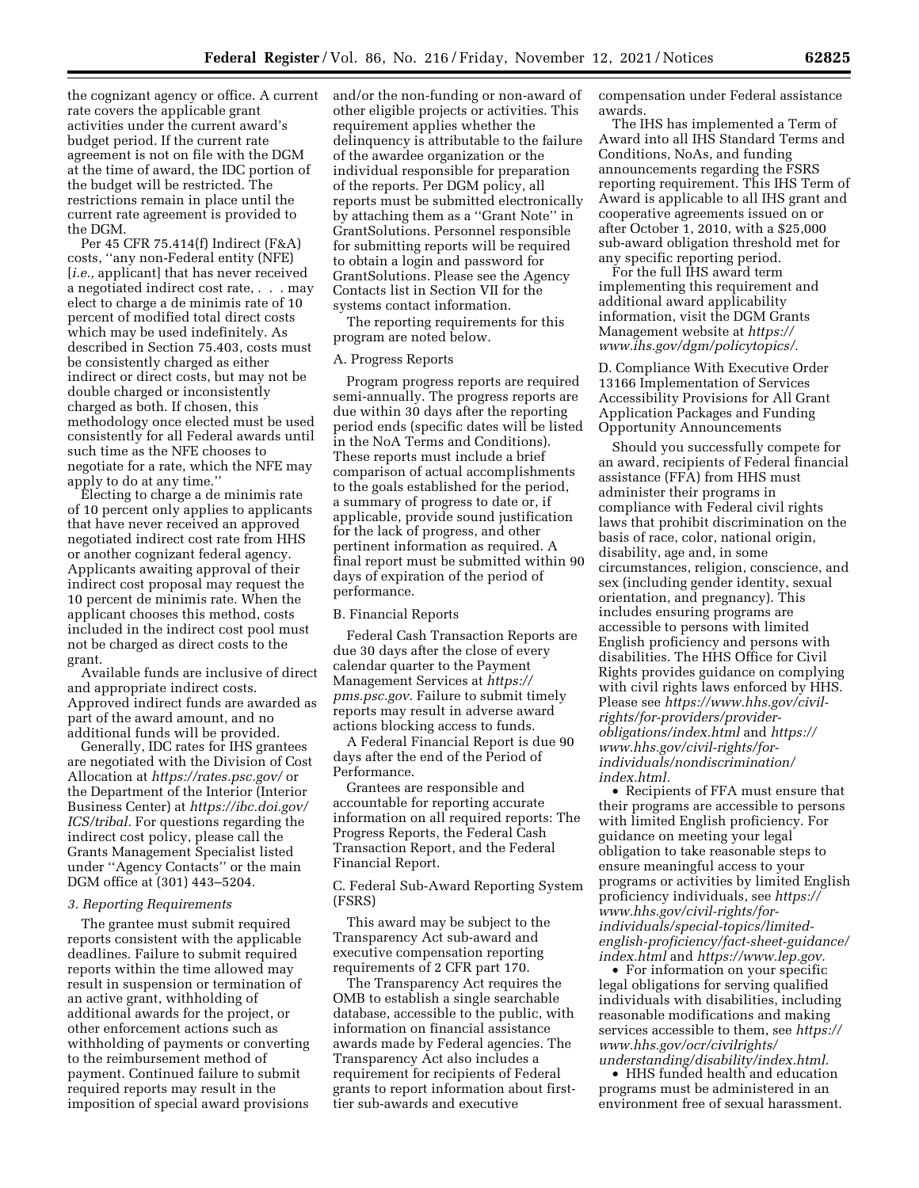the cognizant agency or office. A current rate covers the applicable grant activities under the current award's budget period. If the current rate agreement is not on file with the DGM at the time of award, the IDC portion of the budget will be restricted. The restrictions remain in place until the current rate agreement is provided to the DGM.

Per 45 CFR 75.414(f) Indirect (F&A) costs, ''any non-Federal entity (NFE) [*i.e.,* applicant] that has never received a negotiated indirect cost rate, . . . may elect to charge a de minimis rate of 10 percent of modified total direct costs which may be used indefinitely. As described in Section 75.403, costs must be consistently charged as either indirect or direct costs, but may not be double charged or inconsistently charged as both. If chosen, this methodology once elected must be used consistently for all Federal awards until such time as the NFE chooses to negotiate for a rate, which the NFE may apply to do at any time.''

Electing to charge a de minimis rate of 10 percent only applies to applicants that have never received an approved negotiated indirect cost rate from HHS or another cognizant federal agency. Applicants awaiting approval of their indirect cost proposal may request the 10 percent de minimis rate. When the applicant chooses this method, costs included in the indirect cost pool must not be charged as direct costs to the grant.

Available funds are inclusive of direct and appropriate indirect costs. Approved indirect funds are awarded as part of the award amount, and no additional funds will be provided.

Generally, IDC rates for IHS grantees are negotiated with the Division of Cost Allocation at *https://rates.psc.gov/* or the Department of the Interior (Interior Business Center) at *https://ibc.doi.gov/ICS/tribal.* For questions regarding the indirect cost policy, please call the Grants Management Specialist listed under ''Agency Contacts'' or the main DGM office at (301) 443–5204.

*3. Reporting Requirements*

The grantee must submit required reports consistent with the applicable deadlines. Failure to submit required reports within the time allowed may result in suspension or termination of an active grant, withholding of additional awards for the project, or other enforcement actions such as withholding of payments or converting to the reimbursement method of payment. Continued failure to submit required reports may result in the imposition of special award provisions and/or the non-funding or non-award of other eligible projects or activities. This requirement applies whether the delinquency is attributable to the failure of the awardee organization or the individual responsible for preparation of the reports. Per DGM policy, all reports must be submitted electronically by attaching them as a ''Grant Note'' in GrantSolutions. Personnel responsible for submitting reports will be required to obtain a login and password for GrantSolutions. Please see the Agency Contacts list in Section VII for the systems contact information.

The reporting requirements for this program are noted below.

A. Progress Reports

Program progress reports are required semi-annually. The progress reports are due within 30 days after the reporting period ends (specific dates will be listed in the NoA Terms and Conditions). These reports must include a brief comparison of actual accomplishments to the goals established for the period, a summary of progress to date or, if applicable, provide sound justification for the lack of progress, and other pertinent information as required. A final report must be submitted within 90 days of expiration of the period of performance.

B. Financial Reports

Federal Cash Transaction Reports are due 30 days after the close of every calendar quarter to the Payment Management Services at *https://pms.psc.gov.* Failure to submit timely reports may result in adverse award actions blocking access to funds.

A Federal Financial Report is due 90 days after the end of the Period of Performance.

Grantees are responsible and accountable for reporting accurate information on all required reports: The Progress Reports, the Federal Cash Transaction Report, and the Federal Financial Report.

C. Federal Sub-Award Reporting System (FSRS)

This award may be subject to the Transparency Act sub-award and executive compensation reporting requirements of 2 CFR part 170.

The Transparency Act requires the OMB to establish a single searchable database, accessible to the public, with information on financial assistance awards made by Federal agencies. The Transparency Act also includes a requirement for recipients of Federal grants to report information about first-tier sub-awards and executive compensation under Federal assistance awards.

The IHS has implemented a Term of Award into all IHS Standard Terms and Conditions, NoAs, and funding announcements regarding the FSRS reporting requirement. This IHS Term of Award is applicable to all IHS grant and cooperative agreements issued on or after October 1, 2010, with a $25,000 sub-award obligation threshold met for any specific reporting period.

For the full IHS award term implementing this requirement and additional award applicability information, visit the DGM Grants Management website at *https://www.ihs.gov/dgm/policytopics/.*

D. Compliance With Executive Order 13166 Implementation of Services Accessibility Provisions for All Grant Application Packages and Funding Opportunity Announcements

Should you successfully compete for an award, recipients of Federal financial assistance (FFA) from HHS must administer their programs in compliance with Federal civil rights laws that prohibit discrimination on the basis of race, color, national origin, disability, age and, in some circumstances, religion, conscience, and sex (including gender identity, sexual orientation, and pregnancy). This includes ensuring programs are accessible to persons with limited English proficiency and persons with disabilities. The HHS Office for Civil Rights provides guidance on complying with civil rights laws enforced by HHS. Please see *https://www.hhs.gov/civil-rights/for-providers/provider-obligations/index.html* and *https://www.hhs.gov/civil-rights/for-individuals/nondiscrimination/index.html.*

- Recipients of FFA must ensure that their programs are accessible to persons with limited English proficiency. For guidance on meeting your legal obligation to take reasonable steps to ensure meaningful access to your programs or activities by limited English proficiency individuals, see *https://www.hhs.gov/civil-rights/for-individuals/special-topics/limited-english-proficiency/fact-sheet-guidance/index.html* and *https://www.lep.gov.*
- For information on your specific legal obligations for serving qualified individuals with disabilities, including reasonable modifications and making services accessible to them, see *https://www.hhs.gov/ocr/civilrights/understanding/disability/index.html.*
- HHS funded health and education programs must be administered in an environment free of sexual harassment.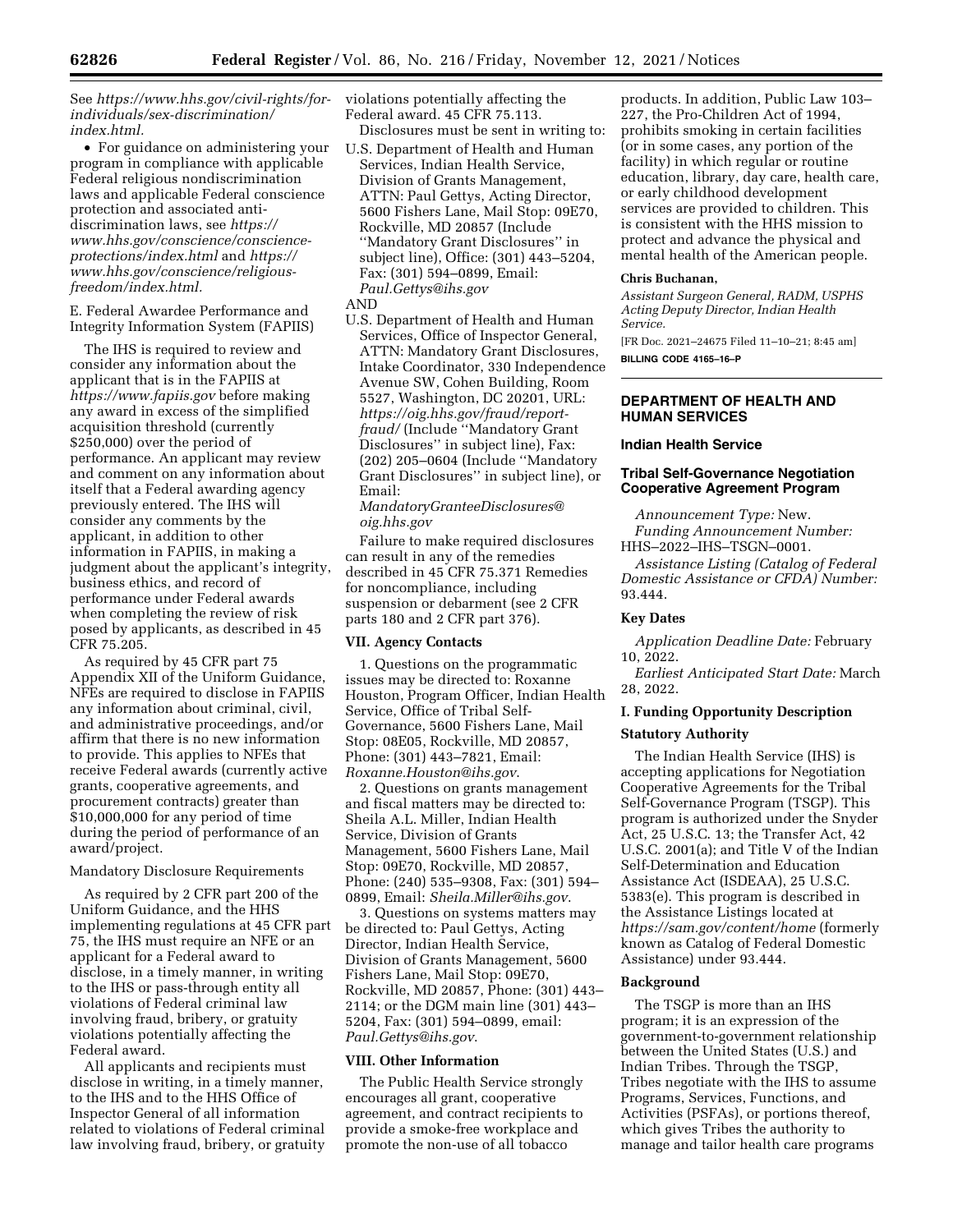See *https://www.hhs.gov/civil-rights/for-individuals/sex-discrimination/index.html.*

- For guidance on administering your program in compliance with applicable Federal religious nondiscrimination laws and applicable Federal conscience protection and associated anti-discrimination laws, see *https://www.hhs.gov/conscience/conscience-protections/index.html* and *https://www.hhs.gov/conscience/religious-freedom/index.html.*

E. Federal Awardee Performance and Integrity Information System (FAPIIS)

The IHS is required to review and consider any information about the applicant that is in the FAPIIS at *https://www.fapiis.gov* before making any award in excess of the simplified acquisition threshold (currently $250,000) over the period of performance. An applicant may review and comment on any information about itself that a Federal awarding agency previously entered. The IHS will consider any comments by the applicant, in addition to other information in FAPIIS, in making a judgment about the applicant's integrity, business ethics, and record of performance under Federal awards when completing the review of risk posed by applicants, as described in 45 CFR 75.205.

As required by 45 CFR part 75 Appendix XII of the Uniform Guidance, NFEs are required to disclose in FAPIIS any information about criminal, civil, and administrative proceedings, and/or affirm that there is no new information to provide. This applies to NFEs that receive Federal awards (currently active grants, cooperative agreements, and procurement contracts) greater than $10,000,000 for any period of time during the period of performance of an award/project.

Mandatory Disclosure Requirements

As required by 2 CFR part 200 of the Uniform Guidance, and the HHS implementing regulations at 45 CFR part 75, the IHS must require an NFE or an applicant for a Federal award to disclose, in a timely manner, in writing to the IHS or pass-through entity all violations of Federal criminal law involving fraud, bribery, or gratuity violations potentially affecting the Federal award.

All applicants and recipients must disclose in writing, in a timely manner, to the IHS and to the HHS Office of Inspector General of all information related to violations of Federal criminal law involving fraud, bribery, or gratuity violations potentially affecting the Federal award. 45 CFR 75.113.

Disclosures must be sent in writing to:

U.S. Department of Health and Human Services, Indian Health Service, Division of Grants Management, ATTN: Paul Gettys, Acting Director, 5600 Fishers Lane, Mail Stop: 09E70, Rockville, MD 20857 (Include ''Mandatory Grant Disclosures'' in subject line), Office: (301) 443–5204, Fax: (301) 594–0899, Email: *Paul.Gettys@ihs.gov*

AND

U.S. Department of Health and Human Services, Office of Inspector General, ATTN: Mandatory Grant Disclosures, Intake Coordinator, 330 Independence Avenue SW, Cohen Building, Room 5527, Washington, DC 20201, URL: *https://oig.hhs.gov/fraud/report-fraud/* (Include ''Mandatory Grant Disclosures'' in subject line), Fax: (202) 205–0604 (Include ''Mandatory Grant Disclosures'' in subject line), or Email: *MandatoryGranteeDisclosures@oig.hhs.gov*

Failure to make required disclosures can result in any of the remedies described in 45 CFR 75.371 Remedies for noncompliance, including suspension or debarment (see 2 CFR parts 180 and 2 CFR part 376).

## VII. Agency Contacts

1. Questions on the programmatic issues may be directed to: Roxanne Houston, Program Officer, Indian Health Service, Office of Tribal Self-Governance, 5600 Fishers Lane, Mail Stop: 08E05, Rockville, MD 20857, Phone: (301) 443–7821, Email: *Roxanne.Houston@ihs.gov*.

2. Questions on grants management and fiscal matters may be directed to: Sheila A.L. Miller, Indian Health Service, Division of Grants Management, 5600 Fishers Lane, Mail Stop: 09E70, Rockville, MD 20857, Phone: (240) 535–9308, Fax: (301) 594–0899, Email: *Sheila.Miller@ihs.gov*.

3. Questions on systems matters may be directed to: Paul Gettys, Acting Director, Indian Health Service, Division of Grants Management, 5600 Fishers Lane, Mail Stop: 09E70, Rockville, MD 20857, Phone: (301) 443–2114; or the DGM main line (301) 443–5204, Fax: (301) 594–0899, email: *Paul.Gettys@ihs.gov*.

## VIII. Other Information

The Public Health Service strongly encourages all grant, cooperative agreement, and contract recipients to provide a smoke-free workplace and promote the non-use of all tobacco products. In addition, Public Law 103–227, the Pro-Children Act of 1994, prohibits smoking in certain facilities (or in some cases, any portion of the facility) in which regular or routine education, library, day care, health care, or early childhood development services are provided to children. This is consistent with the HHS mission to protect and advance the physical and mental health of the American people.

**Chris Buchanan,**

*Assistant Surgeon General, RADM, USPHS Acting Deputy Director, Indian Health Service.*

[FR Doc. 2021–24675 Filed 11–10–21; 8:45 am]

**BILLING CODE 4165–16–P**

---

# DEPARTMENT OF HEALTH AND HUMAN SERVICES

## Indian Health Service

## Tribal Self-Governance Negotiation Cooperative Agreement Program

*Announcement Type:* New.

*Funding Announcement Number:* HHS–2022–IHS–TSGN–0001.

*Assistance Listing (Catalog of Federal Domestic Assistance or CFDA) Number:* 93.444.

### Key Dates

*Application Deadline Date:* February 10, 2022.

*Earliest Anticipated Start Date:* March 28, 2022.

## I. Funding Opportunity Description

### Statutory Authority

The Indian Health Service (IHS) is accepting applications for Negotiation Cooperative Agreements for the Tribal Self-Governance Program (TSGP). This program is authorized under the Snyder Act, 25 U.S.C. 13; the Transfer Act, 42 U.S.C. 2001(a); and Title V of the Indian Self-Determination and Education Assistance Act (ISDEAA), 25 U.S.C. 5383(e). This program is described in the Assistance Listings located at *https://sam.gov/content/home* (formerly known as Catalog of Federal Domestic Assistance) under 93.444.

### Background

The TSGP is more than an IHS program; it is an expression of the government-to-government relationship between the United States (U.S.) and Indian Tribes. Through the TSGP, Tribes negotiate with the IHS to assume Programs, Services, Functions, and Activities (PSFAs), or portions thereof, which gives Tribes the authority to manage and tailor health care programs